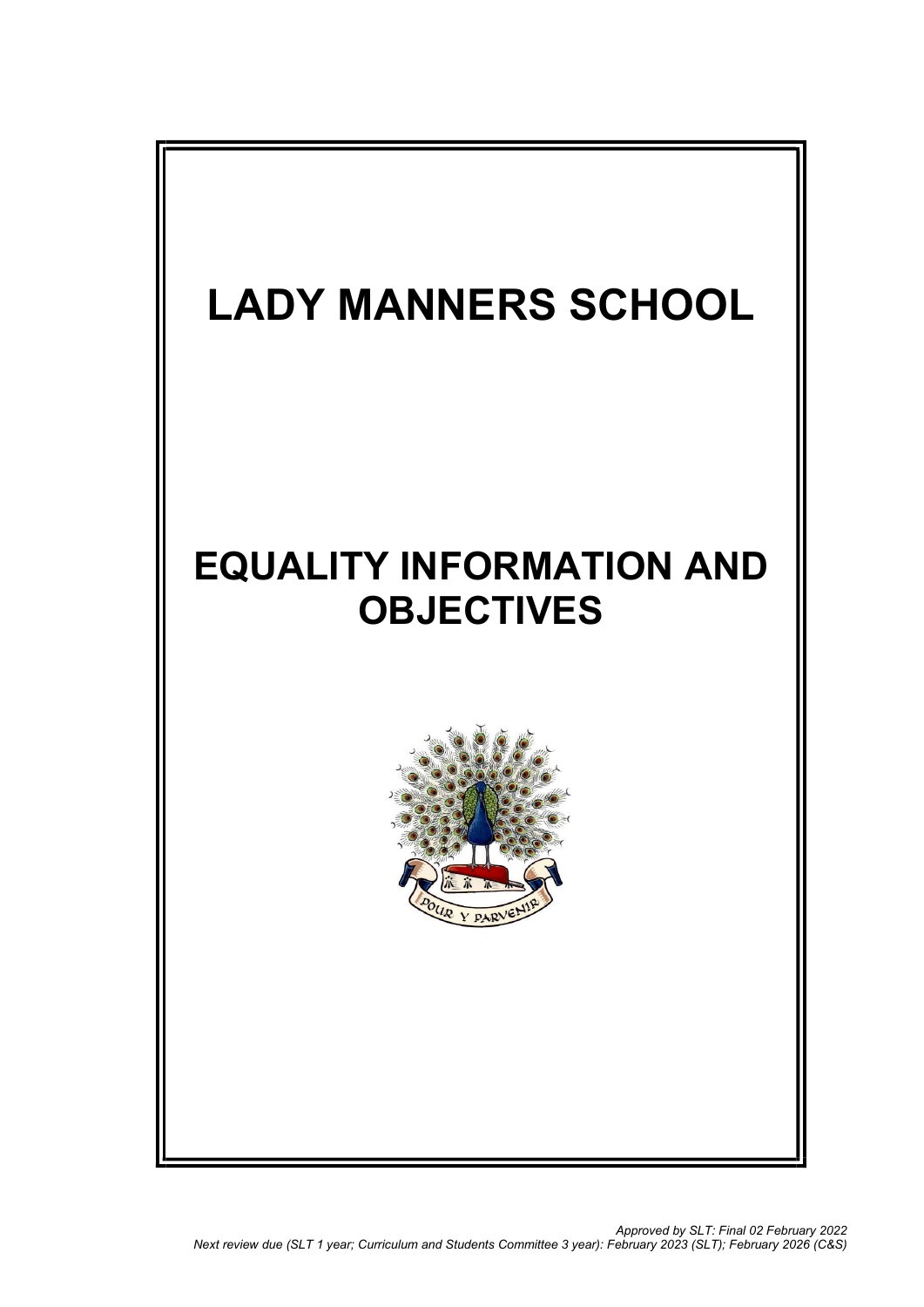# LADY MANNERS SCHOOL

# EQUALITY INFORMATION AND OBJECTIVES

*Approved by SLT: Final 02 February 2022*
*Next review due (SLT 1 year; Curriculum and Students Committee 3 year): February 2023 (SLT); February 2026 (C&S)*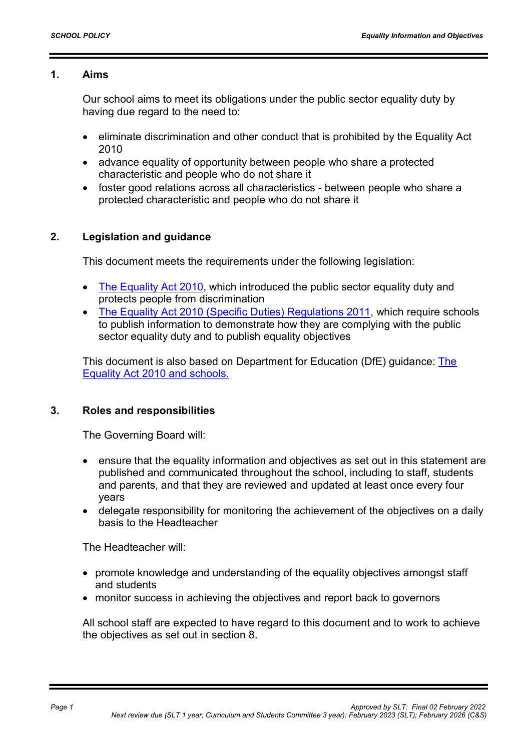## 1. Aims

Our school aims to meet its obligations under the public sector equality duty by having due regard to the need to:

- eliminate discrimination and other conduct that is prohibited by the Equality Act 2010
- advance equality of opportunity between people who share a protected characteristic and people who do not share it
- foster good relations across all characteristics - between people who share a protected characteristic and people who do not share it

## 2. Legislation and guidance

This document meets the requirements under the following legislation:

- The Equality Act 2010, which introduced the public sector equality duty and protects people from discrimination
- The Equality Act 2010 (Specific Duties) Regulations 2011, which require schools to publish information to demonstrate how they are complying with the public sector equality duty and to publish equality objectives

This document is also based on Department for Education (DfE) guidance: The Equality Act 2010 and schools.

## 3. Roles and responsibilities

The Governing Board will:

- ensure that the equality information and objectives as set out in this statement are published and communicated throughout the school, including to staff, students and parents, and that they are reviewed and updated at least once every four years
- delegate responsibility for monitoring the achievement of the objectives on a daily basis to the Headteacher

The Headteacher will:

- promote knowledge and understanding of the equality objectives amongst staff and students
- monitor success in achieving the objectives and report back to governors

All school staff are expected to have regard to this document and to work to achieve the objectives as set out in section 8.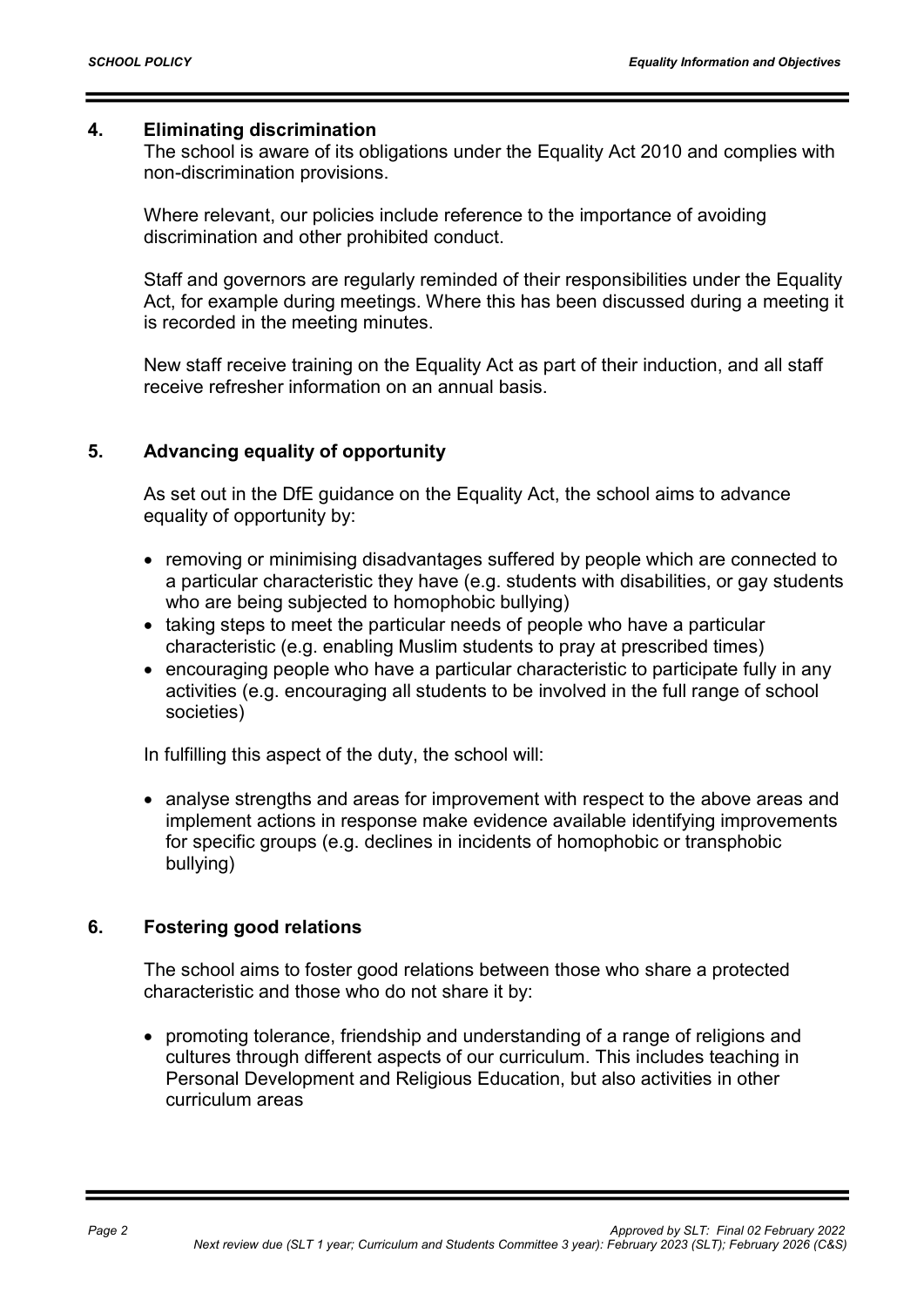## 4. Eliminating discrimination

The school is aware of its obligations under the Equality Act 2010 and complies with non-discrimination provisions.

Where relevant, our policies include reference to the importance of avoiding discrimination and other prohibited conduct.

Staff and governors are regularly reminded of their responsibilities under the Equality Act, for example during meetings. Where this has been discussed during a meeting it is recorded in the meeting minutes.

New staff receive training on the Equality Act as part of their induction, and all staff receive refresher information on an annual basis.

## 5. Advancing equality of opportunity

As set out in the DfE guidance on the Equality Act, the school aims to advance equality of opportunity by:

- removing or minimising disadvantages suffered by people which are connected to a particular characteristic they have (e.g. students with disabilities, or gay students who are being subjected to homophobic bullying)
- taking steps to meet the particular needs of people who have a particular characteristic (e.g. enabling Muslim students to pray at prescribed times)
- encouraging people who have a particular characteristic to participate fully in any activities (e.g. encouraging all students to be involved in the full range of school societies)

In fulfilling this aspect of the duty, the school will:

- analyse strengths and areas for improvement with respect to the above areas and implement actions in response make evidence available identifying improvements for specific groups (e.g. declines in incidents of homophobic or transphobic bullying)

## 6. Fostering good relations

The school aims to foster good relations between those who share a protected characteristic and those who do not share it by:

- promoting tolerance, friendship and understanding of a range of religions and cultures through different aspects of our curriculum. This includes teaching in Personal Development and Religious Education, but also activities in other curriculum areas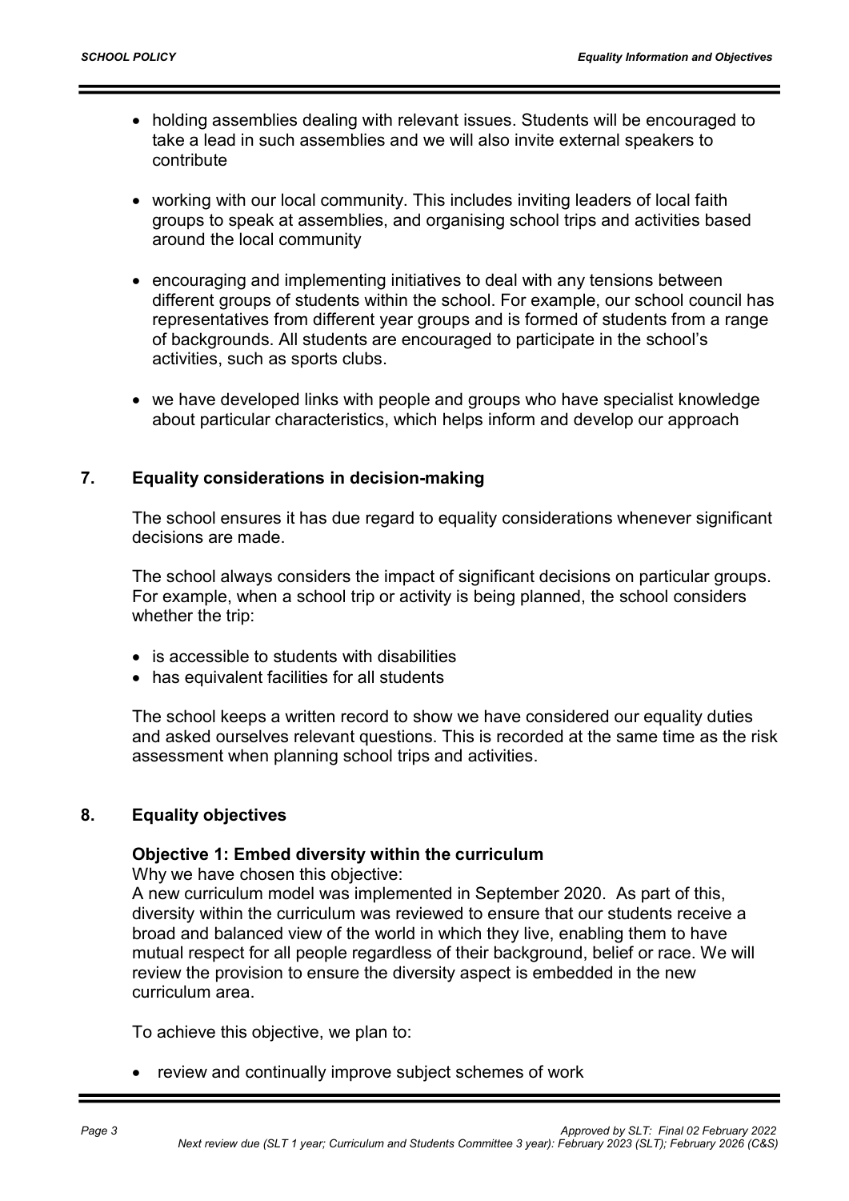- holding assemblies dealing with relevant issues. Students will be encouraged to take a lead in such assemblies and we will also invite external speakers to contribute

- working with our local community. This includes inviting leaders of local faith groups to speak at assemblies, and organising school trips and activities based around the local community

- encouraging and implementing initiatives to deal with any tensions between different groups of students within the school. For example, our school council has representatives from different year groups and is formed of students from a range of backgrounds. All students are encouraged to participate in the school's activities, such as sports clubs.

- we have developed links with people and groups who have specialist knowledge about particular characteristics, which helps inform and develop our approach

## 7. Equality considerations in decision-making

The school ensures it has due regard to equality considerations whenever significant decisions are made.

The school always considers the impact of significant decisions on particular groups. For example, when a school trip or activity is being planned, the school considers whether the trip:

- is accessible to students with disabilities
- has equivalent facilities for all students

The school keeps a written record to show we have considered our equality duties and asked ourselves relevant questions. This is recorded at the same time as the risk assessment when planning school trips and activities.

## 8. Equality objectives

### Objective 1: Embed diversity within the curriculum

Why we have chosen this objective:
A new curriculum model was implemented in September 2020. As part of this, diversity within the curriculum was reviewed to ensure that our students receive a broad and balanced view of the world in which they live, enabling them to have mutual respect for all people regardless of their background, belief or race. We will review the provision to ensure the diversity aspect is embedded in the new curriculum area.

To achieve this objective, we plan to:

- review and continually improve subject schemes of work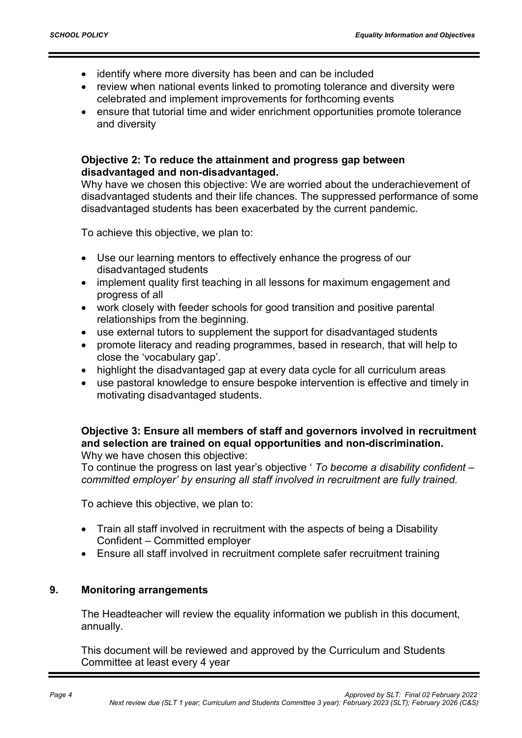- identify where more diversity has been and can be included
- review when national events linked to promoting tolerance and diversity were celebrated and implement improvements for forthcoming events
- ensure that tutorial time and wider enrichment opportunities promote tolerance and diversity

**Objective 2: To reduce the attainment and progress gap between disadvantaged and non-disadvantaged.**

Why have we chosen this objective: We are worried about the underachievement of disadvantaged students and their life chances. The suppressed performance of some disadvantaged students has been exacerbated by the current pandemic.

To achieve this objective, we plan to:

- Use our learning mentors to effectively enhance the progress of our disadvantaged students
- implement quality first teaching in all lessons for maximum engagement and progress of all
- work closely with feeder schools for good transition and positive parental relationships from the beginning.
- use external tutors to supplement the support for disadvantaged students
- promote literacy and reading programmes, based in research, that will help to close the 'vocabulary gap'.
- highlight the disadvantaged gap at every data cycle for all curriculum areas
- use pastoral knowledge to ensure bespoke intervention is effective and timely in motivating disadvantaged students.

**Objective 3: Ensure all members of staff and governors involved in recruitment and selection are trained on equal opportunities and non-discrimination.**

Why we have chosen this objective:

To continue the progress on last year's objective ' *To become a disability confident – committed employer' by ensuring all staff involved in recruitment are fully trained.*

To achieve this objective, we plan to:

- Train all staff involved in recruitment with the aspects of being a Disability Confident – Committed employer
- Ensure all staff involved in recruitment complete safer recruitment training

## 9. Monitoring arrangements

The Headteacher will review the equality information we publish in this document, annually.

This document will be reviewed and approved by the Curriculum and Students Committee at least every 4 year